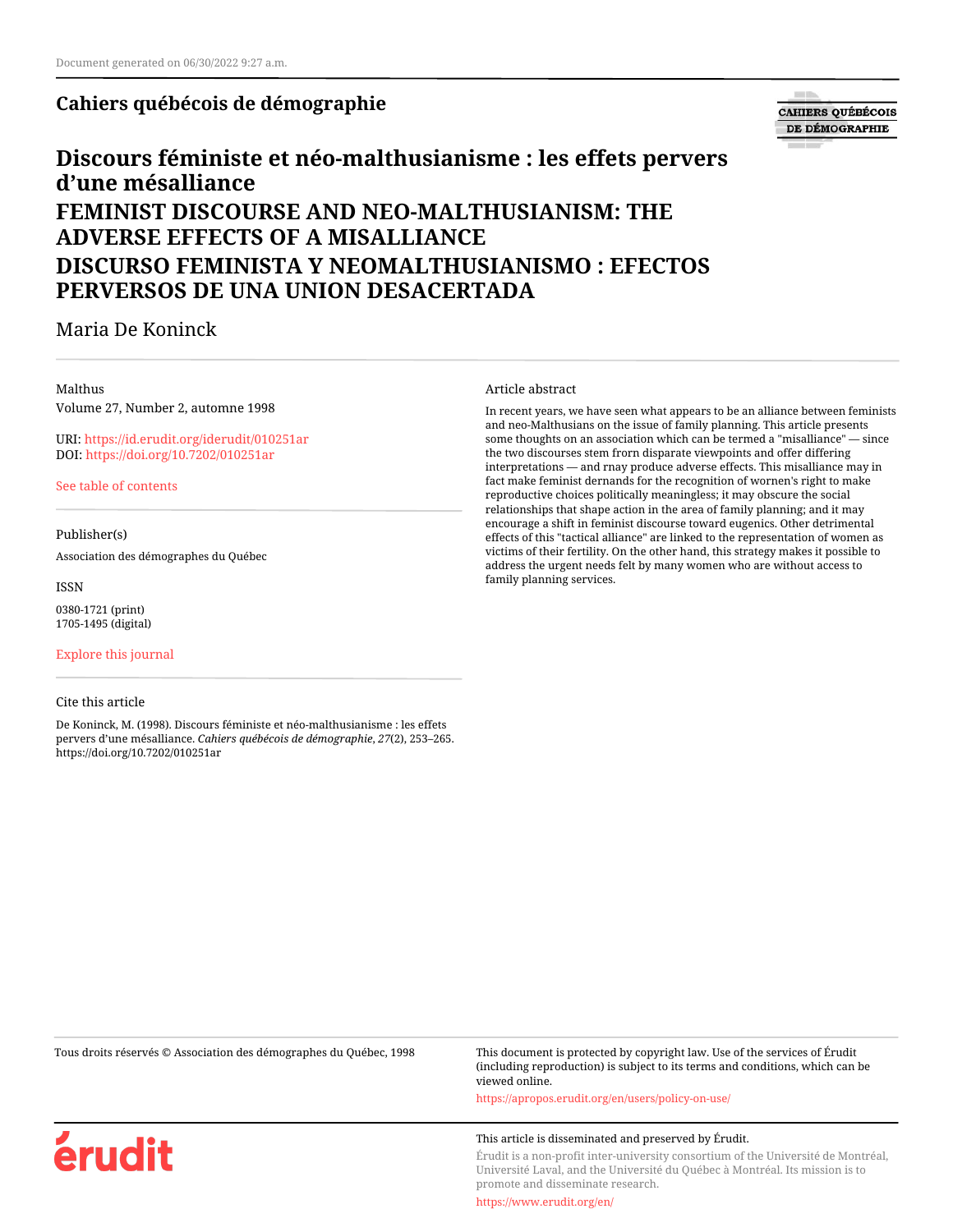Document generated on 06/30/2022 9:27 a.m.

**Cahiers québécois de démographie**

# Discours féministe et néo-malthusianisme : les effets pervers d'une mésalliance

# FEMINIST DISCOURSE AND NEO-MALTHUSIANISM: THE ADVERSE EFFECTS OF A MISALLIANCE

# DISCURSO FEMINISTA Y NEOMALTHUSIANISMO : EFECTOS PERVERSOS DE UNA UNION DESACERTADA

Maria De Koninck

Malthus
Volume 27, Number 2, automne 1998

URI: https://id.erudit.org/iderudit/010251ar
DOI: https://doi.org/10.7202/010251ar

See table of contents

Publisher(s)

Association des démographes du Québec

ISSN

0380-1721 (print)
1705-1495 (digital)

Explore this journal

Cite this article

De Koninck, M. (1998). Discours féministe et néo-malthusianisme : les effets pervers d'une mésalliance. *Cahiers québécois de démographie*, *27*(2), 253–265. https://doi.org/10.7202/010251ar

Article abstract

In recent years, we have seen what appears to be an alliance between feminists and neo-Malthusians on the issue of family planning. This article presents some thoughts on an association which can be termed a "misalliance" — since the two discourses stem frorn disparate viewpoints and offer differing interpretations — and rnay produce adverse effects. This misalliance may in fact make feminist dernands for the recognition of wornen's right to make reproductive choices politically meaningless; it may obscure the social relationships that shape action in the area of family planning; and it may encourage a shift in feminist discourse toward eugenics. Other detrimental effects of this "tactical alliance" are linked to the representation of women as victims of their fertility. On the other hand, this strategy makes it possible to address the urgent needs felt by many women who are without access to family planning services.

Tous droits réservés © Association des démographes du Québec, 1998

This document is protected by copyright law. Use of the services of Érudit (including reproduction) is subject to its terms and conditions, which can be viewed online.

https://apropos.erudit.org/en/users/policy-on-use/

This article is disseminated and preserved by Érudit.

Érudit is a non-profit inter-university consortium of the Université de Montréal, Université Laval, and the Université du Québec à Montréal. Its mission is to promote and disseminate research.

https://www.erudit.org/en/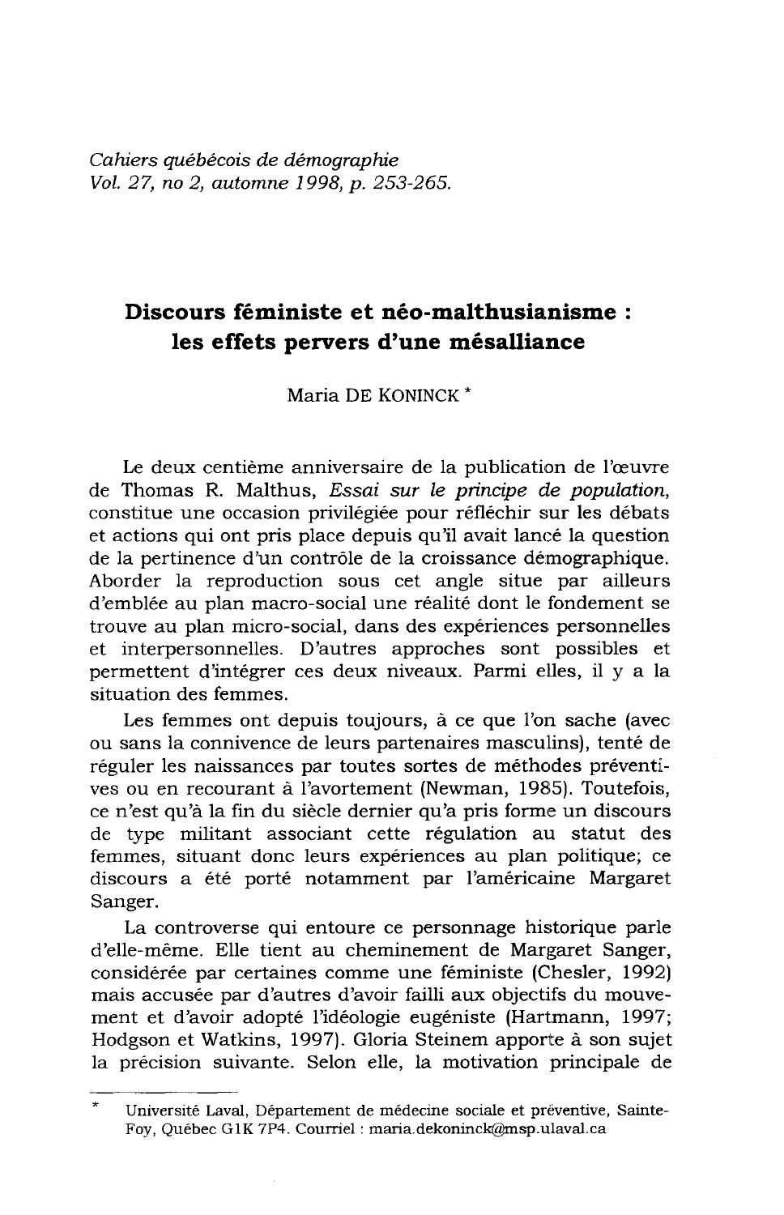*Cahiers québécois de démographie*
*Vol. 27, no 2, automne 1998, p. 253-265.*

# Discours féministe et néo-malthusianisme : les effets pervers d'une mésalliance

Maria DE KONINCK *

Le deux centième anniversaire de la publication de l'œuvre de Thomas R. Malthus, *Essai sur le principe de population*, constitue une occasion privilégiée pour réfléchir sur les débats et actions qui ont pris place depuis qu'il avait lancé la question de la pertinence d'un contrôle de la croissance démographique. Aborder la reproduction sous cet angle situe par ailleurs d'emblée au plan macro-social une réalité dont le fondement se trouve au plan micro-social, dans des expériences personnelles et interpersonnelles. D'autres approches sont possibles et permettent d'intégrer ces deux niveaux. Parmi elles, il y a la situation des femmes.

Les femmes ont depuis toujours, à ce que l'on sache (avec ou sans la connivence de leurs partenaires masculins), tenté de réguler les naissances par toutes sortes de méthodes préventives ou en recourant à l'avortement (Newman, 1985). Toutefois, ce n'est qu'à la fin du siècle dernier qu'a pris forme un discours de type militant associant cette régulation au statut des femmes, situant donc leurs expériences au plan politique; ce discours a été porté notamment par l'américaine Margaret Sanger.

La controverse qui entoure ce personnage historique parle d'elle-même. Elle tient au cheminement de Margaret Sanger, considérée par certaines comme une féministe (Chesler, 1992) mais accusée par d'autres d'avoir failli aux objectifs du mouvement et d'avoir adopté l'idéologie eugéniste (Hartmann, 1997; Hodgson et Watkins, 1997). Gloria Steinem apporte à son sujet la précision suivante. Selon elle, la motivation principale de

---

\* Université Laval, Département de médecine sociale et préventive, Sainte-Foy, Québec G1K 7P4. Courriel : maria.dekoninck@msp.ulaval.ca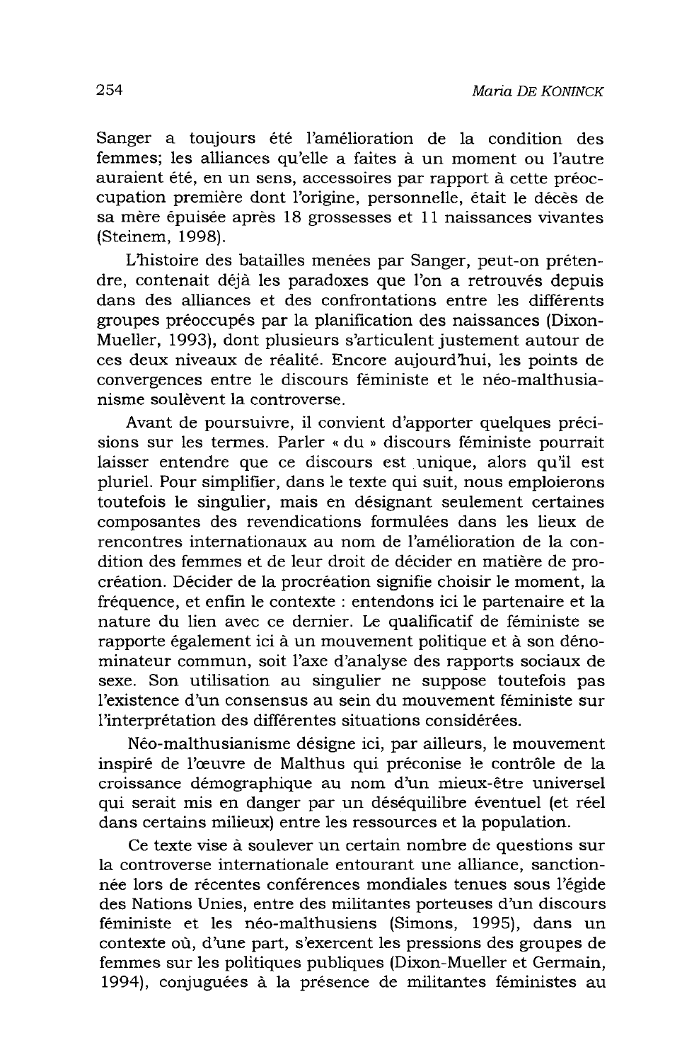Sanger a toujours été l'amélioration de la condition des femmes; les alliances qu'elle a faites à un moment ou l'autre auraient été, en un sens, accessoires par rapport à cette préoccupation première dont l'origine, personnelle, était le décès de sa mère épuisée après 18 grossesses et 11 naissances vivantes (Steinem, 1998).

L'histoire des batailles menées par Sanger, peut-on prétendre, contenait déjà les paradoxes que l'on a retrouvés depuis dans des alliances et des confrontations entre les différents groupes préoccupés par la planification des naissances (Dixon-Mueller, 1993), dont plusieurs s'articulent justement autour de ces deux niveaux de réalité. Encore aujourd'hui, les points de convergences entre le discours féministe et le néo-malthusianisme soulèvent la controverse.

Avant de poursuivre, il convient d'apporter quelques précisions sur les termes. Parler « du » discours féministe pourrait laisser entendre que ce discours est unique, alors qu'il est pluriel. Pour simplifier, dans le texte qui suit, nous emploierons toutefois le singulier, mais en désignant seulement certaines composantes des revendications formulées dans les lieux de rencontres internationaux au nom de l'amélioration de la condition des femmes et de leur droit de décider en matière de procréation. Décider de la procréation signifie choisir le moment, la fréquence, et enfin le contexte : entendons ici le partenaire et la nature du lien avec ce dernier. Le qualificatif de féministe se rapporte également ici à un mouvement politique et à son dénominateur commun, soit l'axe d'analyse des rapports sociaux de sexe. Son utilisation au singulier ne suppose toutefois pas l'existence d'un consensus au sein du mouvement féministe sur l'interprétation des différentes situations considérées.

Néo-malthusianisme désigne ici, par ailleurs, le mouvement inspiré de l'œuvre de Malthus qui préconise le contrôle de la croissance démographique au nom d'un mieux-être universel qui serait mis en danger par un déséquilibre éventuel (et réel dans certains milieux) entre les ressources et la population.

Ce texte vise à soulever un certain nombre de questions sur la controverse internationale entourant une alliance, sanctionnée lors de récentes conférences mondiales tenues sous l'égide des Nations Unies, entre des militantes porteuses d'un discours féministe et les néo-malthusiens (Simons, 1995), dans un contexte où, d'une part, s'exercent les pressions des groupes de femmes sur les politiques publiques (Dixon-Mueller et Germain, 1994), conjuguées à la présence de militantes féministes au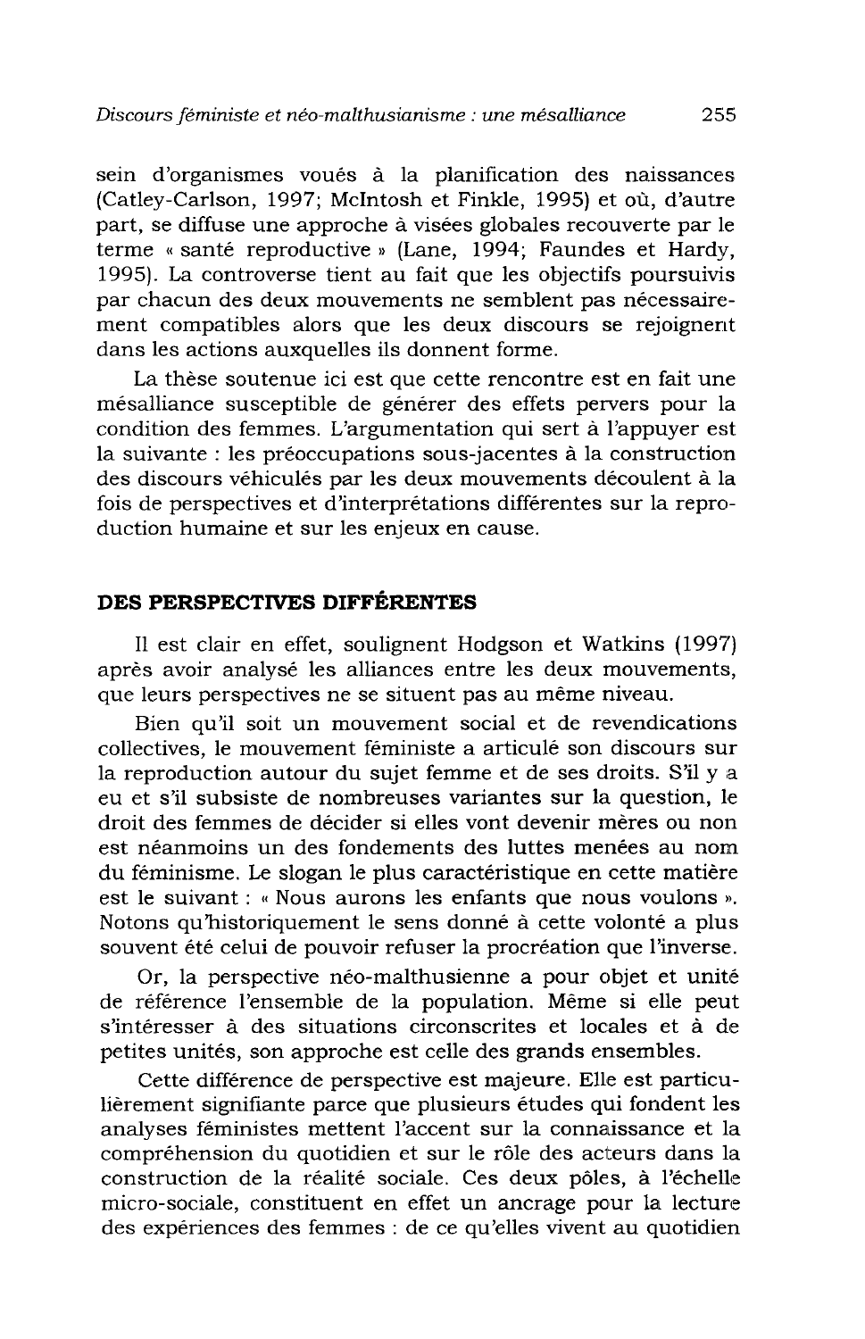sein d'organismes voués à la planification des naissances (Catley-Carlson, 1997; McIntosh et Finkle, 1995) et où, d'autre part, se diffuse une approche à visées globales recouverte par le terme « santé reproductive » (Lane, 1994; Faundes et Hardy, 1995). La controverse tient au fait que les objectifs poursuivis par chacun des deux mouvements ne semblent pas nécessairement compatibles alors que les deux discours se rejoignent dans les actions auxquelles ils donnent forme.

La thèse soutenue ici est que cette rencontre est en fait une mésalliance susceptible de générer des effets pervers pour la condition des femmes. L'argumentation qui sert à l'appuyer est la suivante : les préoccupations sous-jacentes à la construction des discours véhiculés par les deux mouvements découlent à la fois de perspectives et d'interprétations différentes sur la reproduction humaine et sur les enjeux en cause.

## DES PERSPECTIVES DIFFÉRENTES

Il est clair en effet, soulignent Hodgson et Watkins (1997) après avoir analysé les alliances entre les deux mouvements, que leurs perspectives ne se situent pas au même niveau.

Bien qu'il soit un mouvement social et de revendications collectives, le mouvement féministe a articulé son discours sur la reproduction autour du sujet femme et de ses droits. S'il y a eu et s'il subsiste de nombreuses variantes sur la question, le droit des femmes de décider si elles vont devenir mères ou non est néanmoins un des fondements des luttes menées au nom du féminisme. Le slogan le plus caractéristique en cette matière est le suivant : « Nous aurons les enfants que nous voulons ». Notons qu'historiquement le sens donné à cette volonté a plus souvent été celui de pouvoir refuser la procréation que l'inverse.

Or, la perspective néo-malthusienne a pour objet et unité de référence l'ensemble de la population. Même si elle peut s'intéresser à des situations circonscrites et locales et à de petites unités, son approche est celle des grands ensembles.

Cette différence de perspective est majeure. Elle est particulièrement signifiante parce que plusieurs études qui fondent les analyses féministes mettent l'accent sur la connaissance et la compréhension du quotidien et sur le rôle des acteurs dans la construction de la réalité sociale. Ces deux pôles, à l'échelle micro-sociale, constituent en effet un ancrage pour la lecture des expériences des femmes : de ce qu'elles vivent au quotidien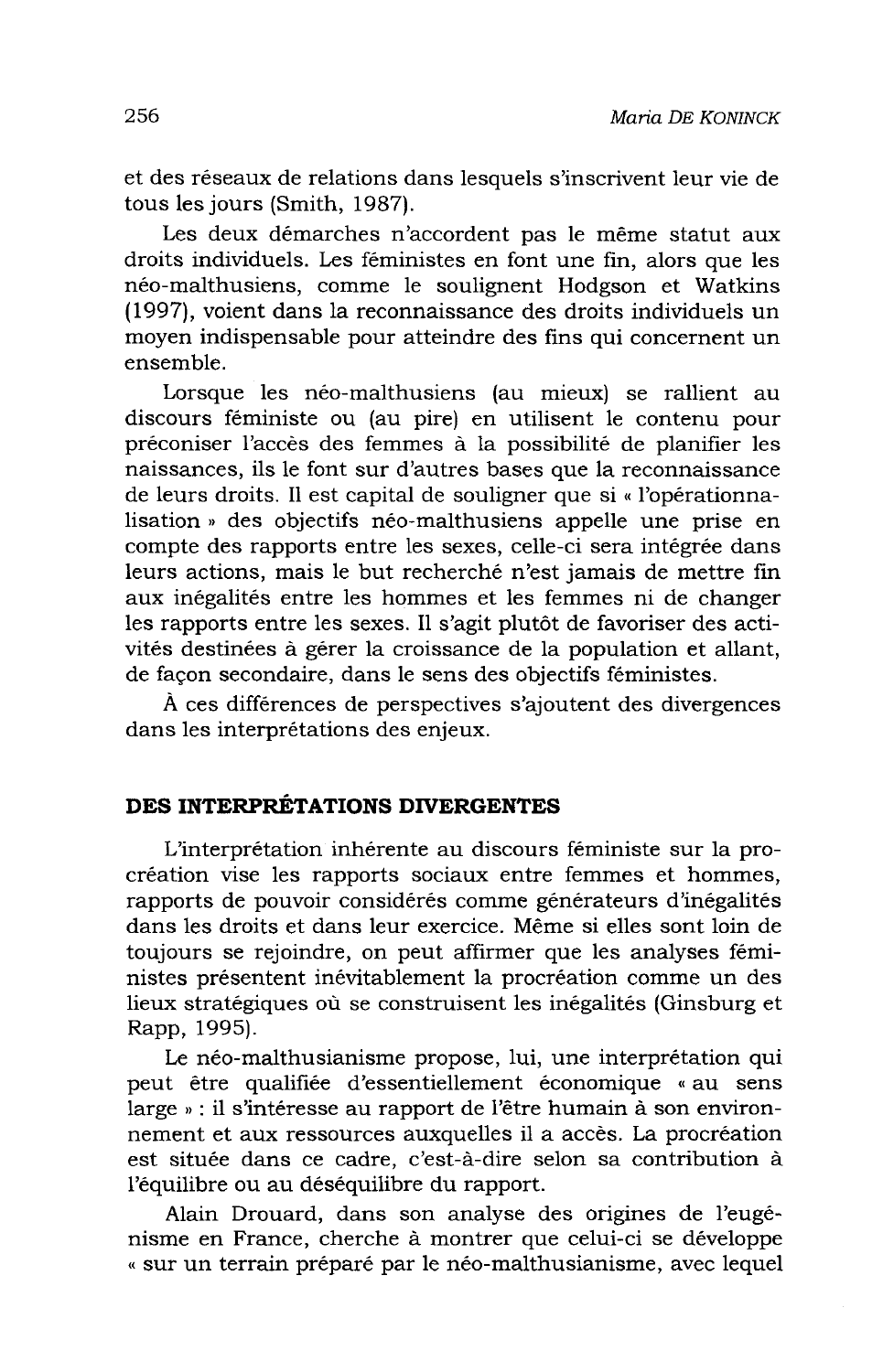et des réseaux de relations dans lesquels s'inscrivent leur vie de tous les jours (Smith, 1987).

Les deux démarches n'accordent pas le même statut aux droits individuels. Les féministes en font une fin, alors que les néo-malthusiens, comme le soulignent Hodgson et Watkins (1997), voient dans la reconnaissance des droits individuels un moyen indispensable pour atteindre des fins qui concernent un ensemble.

Lorsque les néo-malthusiens (au mieux) se rallient au discours féministe ou (au pire) en utilisent le contenu pour préconiser l'accès des femmes à la possibilité de planifier les naissances, ils le font sur d'autres bases que la reconnaissance de leurs droits. Il est capital de souligner que si « l'opérationnalisation » des objectifs néo-malthusiens appelle une prise en compte des rapports entre les sexes, celle-ci sera intégrée dans leurs actions, mais le but recherché n'est jamais de mettre fin aux inégalités entre les hommes et les femmes ni de changer les rapports entre les sexes. Il s'agit plutôt de favoriser des activités destinées à gérer la croissance de la population et allant, de façon secondaire, dans le sens des objectifs féministes.

À ces différences de perspectives s'ajoutent des divergences dans les interprétations des enjeux.

## DES INTERPRÉTATIONS DIVERGENTES

L'interprétation inhérente au discours féministe sur la procréation vise les rapports sociaux entre femmes et hommes, rapports de pouvoir considérés comme générateurs d'inégalités dans les droits et dans leur exercice. Même si elles sont loin de toujours se rejoindre, on peut affirmer que les analyses féministes présentent inévitablement la procréation comme un des lieux stratégiques où se construisent les inégalités (Ginsburg et Rapp, 1995).

Le néo-malthusianisme propose, lui, une interprétation qui peut être qualifiée d'essentiellement économique « au sens large » : il s'intéresse au rapport de l'être humain à son environnement et aux ressources auxquelles il a accès. La procréation est située dans ce cadre, c'est-à-dire selon sa contribution à l'équilibre ou au déséquilibre du rapport.

Alain Drouard, dans son analyse des origines de l'eugénisme en France, cherche à montrer que celui-ci se développe « sur un terrain préparé par le néo-malthusianisme, avec lequel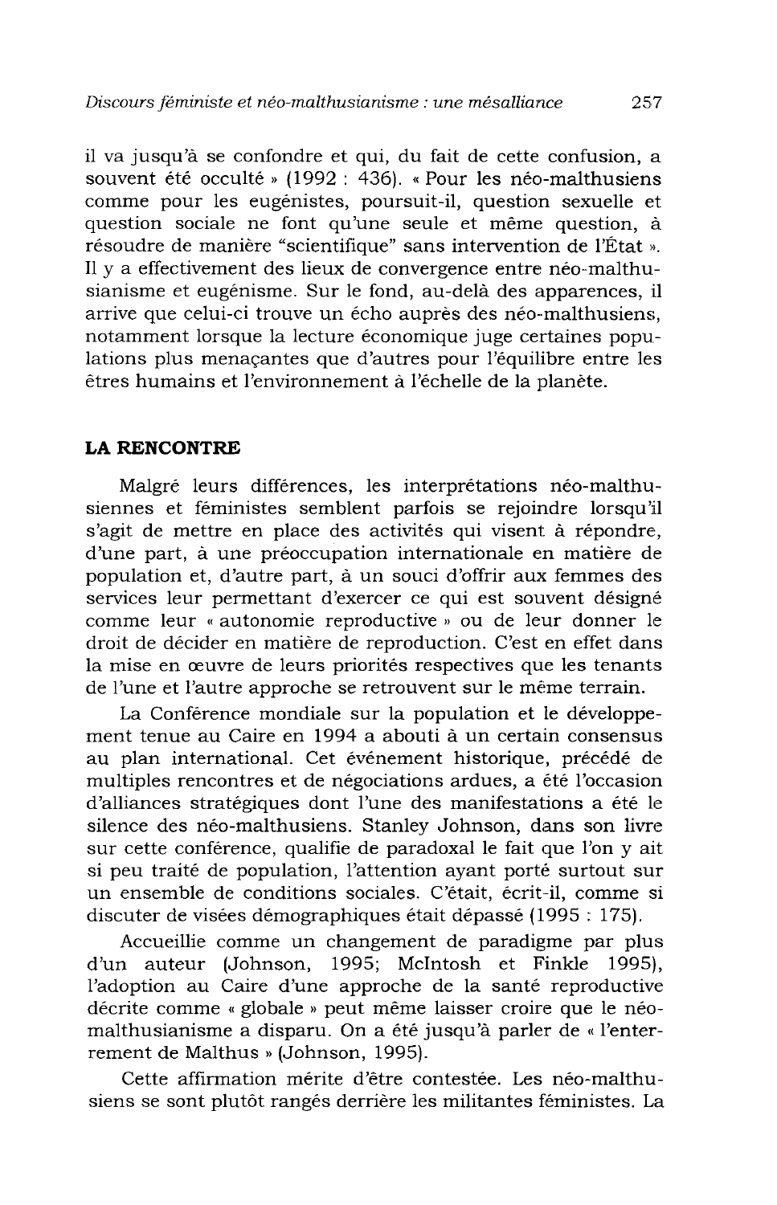il va jusqu'à se confondre et qui, du fait de cette confusion, a souvent été occulté » (1992 : 436). « Pour les néo-malthusiens comme pour les eugénistes, poursuit-il, question sexuelle et question sociale ne font qu'une seule et même question, à résoudre de manière "scientifique" sans intervention de l'État ». Il y a effectivement des lieux de convergence entre néo-malthusianisme et eugénisme. Sur le fond, au-delà des apparences, il arrive que celui-ci trouve un écho auprès des néo-malthusiens, notamment lorsque la lecture économique juge certaines populations plus menaçantes que d'autres pour l'équilibre entre les êtres humains et l'environnement à l'échelle de la planète.

## LA RENCONTRE

Malgré leurs différences, les interprétations néo-malthusiennes et féministes semblent parfois se rejoindre lorsqu'il s'agit de mettre en place des activités qui visent à répondre, d'une part, à une préoccupation internationale en matière de population et, d'autre part, à un souci d'offrir aux femmes des services leur permettant d'exercer ce qui est souvent désigné comme leur « autonomie reproductive » ou de leur donner le droit de décider en matière de reproduction. C'est en effet dans la mise en œuvre de leurs priorités respectives que les tenants de l'une et l'autre approche se retrouvent sur le même terrain.

La Conférence mondiale sur la population et le développement tenue au Caire en 1994 a abouti à un certain consensus au plan international. Cet événement historique, précédé de multiples rencontres et de négociations ardues, a été l'occasion d'alliances stratégiques dont l'une des manifestations a été le silence des néo-malthusiens. Stanley Johnson, dans son livre sur cette conférence, qualifie de paradoxal le fait que l'on y ait si peu traité de population, l'attention ayant porté surtout sur un ensemble de conditions sociales. C'était, écrit-il, comme si discuter de visées démographiques était dépassé (1995 : 175).

Accueillie comme un changement de paradigme par plus d'un auteur (Johnson, 1995; McIntosh et Finkle 1995), l'adoption au Caire d'une approche de la santé reproductive décrite comme « globale » peut même laisser croire que le néo-malthusianisme a disparu. On a été jusqu'à parler de « l'enterrement de Malthus » (Johnson, 1995).

Cette affirmation mérite d'être contestée. Les néo-malthusiens se sont plutôt rangés derrière les militantes féministes. La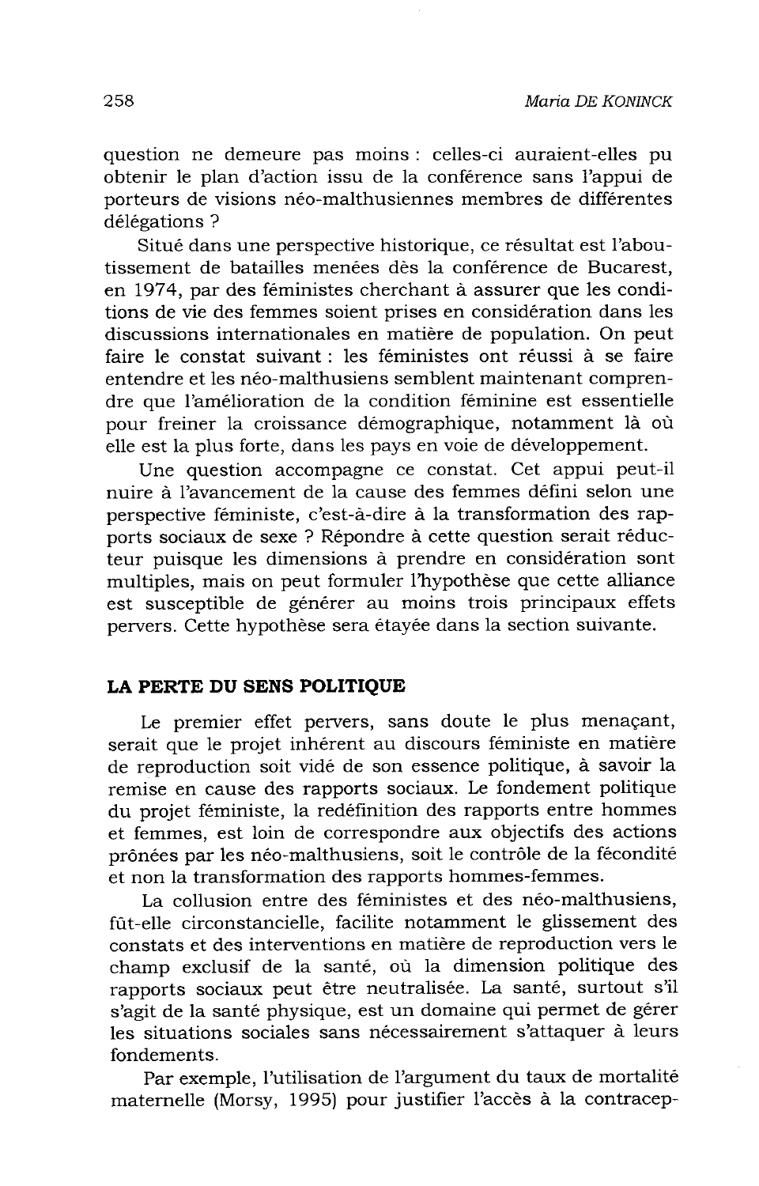question ne demeure pas moins : celles-ci auraient-elles pu obtenir le plan d'action issu de la conférence sans l'appui de porteurs de visions néo-malthusiennes membres de différentes délégations ?

Situé dans une perspective historique, ce résultat est l'aboutissement de batailles menées dès la conférence de Bucarest, en 1974, par des féministes cherchant à assurer que les conditions de vie des femmes soient prises en considération dans les discussions internationales en matière de population. On peut faire le constat suivant : les féministes ont réussi à se faire entendre et les néo-malthusiens semblent maintenant comprendre que l'amélioration de la condition féminine est essentielle pour freiner la croissance démographique, notamment là où elle est la plus forte, dans les pays en voie de développement.

Une question accompagne ce constat. Cet appui peut-il nuire à l'avancement de la cause des femmes défini selon une perspective féministe, c'est-à-dire à la transformation des rapports sociaux de sexe ? Répondre à cette question serait réducteur puisque les dimensions à prendre en considération sont multiples, mais on peut formuler l'hypothèse que cette alliance est susceptible de générer au moins trois principaux effets pervers. Cette hypothèse sera étayée dans la section suivante.

## LA PERTE DU SENS POLITIQUE

Le premier effet pervers, sans doute le plus menaçant, serait que le projet inhérent au discours féministe en matière de reproduction soit vidé de son essence politique, à savoir la remise en cause des rapports sociaux. Le fondement politique du projet féministe, la redéfinition des rapports entre hommes et femmes, est loin de correspondre aux objectifs des actions prônées par les néo-malthusiens, soit le contrôle de la fécondité et non la transformation des rapports hommes-femmes.

La collusion entre des féministes et des néo-malthusiens, fût-elle circonstancielle, facilite notamment le glissement des constats et des interventions en matière de reproduction vers le champ exclusif de la santé, où la dimension politique des rapports sociaux peut être neutralisée. La santé, surtout s'il s'agit de la santé physique, est un domaine qui permet de gérer les situations sociales sans nécessairement s'attaquer à leurs fondements.

Par exemple, l'utilisation de l'argument du taux de mortalité maternelle (Morsy, 1995) pour justifier l'accès à la contracep-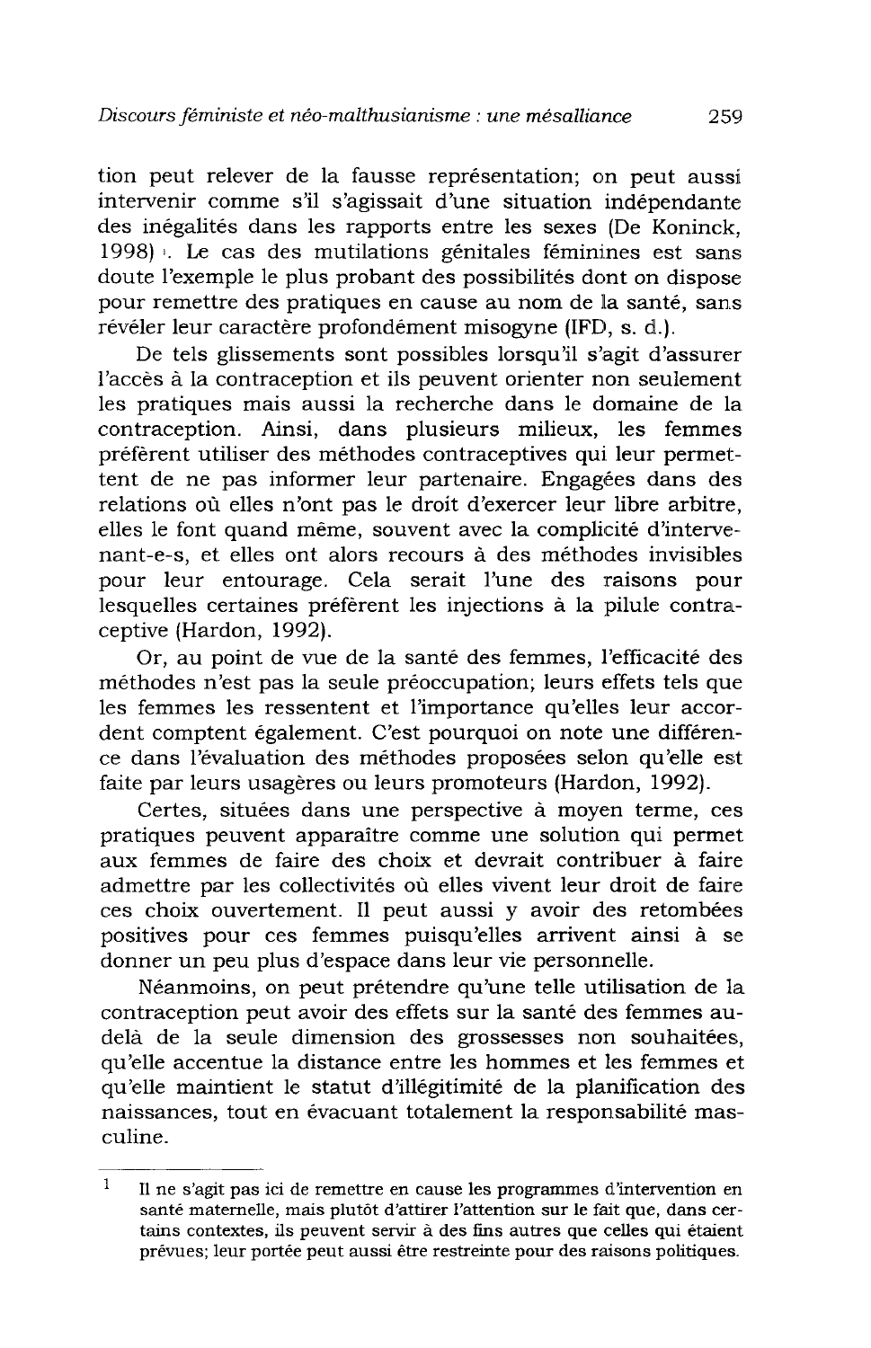tion peut relever de la fausse représentation; on peut aussi intervenir comme s'il s'agissait d'une situation indépendante des inégalités dans les rapports entre les sexes (De Koninck, 1998)[1]. Le cas des mutilations génitales féminines est sans doute l'exemple le plus probant des possibilités dont on dispose pour remettre des pratiques en cause au nom de la santé, sans révéler leur caractère profondément misogyne (IFD, s. d.).

De tels glissements sont possibles lorsqu'il s'agit d'assurer l'accès à la contraception et ils peuvent orienter non seulement les pratiques mais aussi la recherche dans le domaine de la contraception. Ainsi, dans plusieurs milieux, les femmes préfèrent utiliser des méthodes contraceptives qui leur permettent de ne pas informer leur partenaire. Engagées dans des relations où elles n'ont pas le droit d'exercer leur libre arbitre, elles le font quand même, souvent avec la complicité d'intervenant-e-s, et elles ont alors recours à des méthodes invisibles pour leur entourage. Cela serait l'une des raisons pour lesquelles certaines préfèrent les injections à la pilule contraceptive (Hardon, 1992).

Or, au point de vue de la santé des femmes, l'efficacité des méthodes n'est pas la seule préoccupation; leurs effets tels que les femmes les ressentent et l'importance qu'elles leur accordent comptent également. C'est pourquoi on note une différence dans l'évaluation des méthodes proposées selon qu'elle est faite par leurs usagères ou leurs promoteurs (Hardon, 1992).

Certes, situées dans une perspective à moyen terme, ces pratiques peuvent apparaître comme une solution qui permet aux femmes de faire des choix et devrait contribuer à faire admettre par les collectivités où elles vivent leur droit de faire ces choix ouvertement. Il peut aussi y avoir des retombées positives pour ces femmes puisqu'elles arrivent ainsi à se donner un peu plus d'espace dans leur vie personnelle.

Néanmoins, on peut prétendre qu'une telle utilisation de la contraception peut avoir des effets sur la santé des femmes au-delà de la seule dimension des grossesses non souhaitées, qu'elle accentue la distance entre les hommes et les femmes et qu'elle maintient le statut d'illégitimité de la planification des naissances, tout en évacuant totalement la responsabilité masculine.

---

[1] Il ne s'agit pas ici de remettre en cause les programmes d'intervention en santé maternelle, mais plutôt d'attirer l'attention sur le fait que, dans certains contextes, ils peuvent servir à des fins autres que celles qui étaient prévues; leur portée peut aussi être restreinte pour des raisons politiques.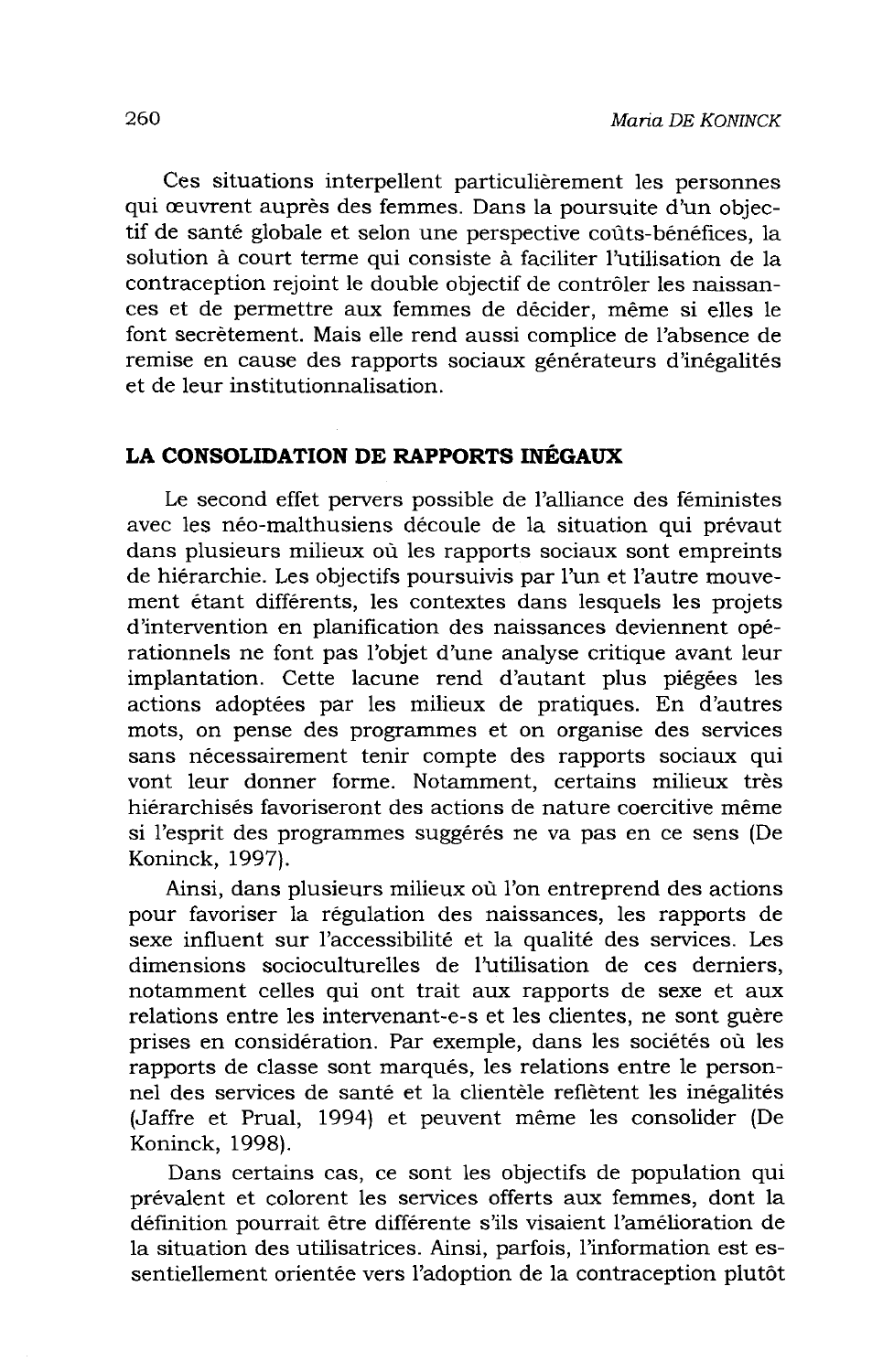Ces situations interpellent particulièrement les personnes qui œuvrent auprès des femmes. Dans la poursuite d'un objectif de santé globale et selon une perspective coûts-bénéfices, la solution à court terme qui consiste à faciliter l'utilisation de la contraception rejoint le double objectif de contrôler les naissances et de permettre aux femmes de décider, même si elles le font secrètement. Mais elle rend aussi complice de l'absence de remise en cause des rapports sociaux générateurs d'inégalités et de leur institutionnalisation.

## LA CONSOLIDATION DE RAPPORTS INÉGAUX

Le second effet pervers possible de l'alliance des féministes avec les néo-malthusiens découle de la situation qui prévaut dans plusieurs milieux où les rapports sociaux sont empreints de hiérarchie. Les objectifs poursuivis par l'un et l'autre mouvement étant différents, les contextes dans lesquels les projets d'intervention en planification des naissances deviennent opérationnels ne font pas l'objet d'une analyse critique avant leur implantation. Cette lacune rend d'autant plus piégées les actions adoptées par les milieux de pratiques. En d'autres mots, on pense des programmes et on organise des services sans nécessairement tenir compte des rapports sociaux qui vont leur donner forme. Notamment, certains milieux très hiérarchisés favoriseront des actions de nature coercitive même si l'esprit des programmes suggérés ne va pas en ce sens (De Koninck, 1997).

Ainsi, dans plusieurs milieux où l'on entreprend des actions pour favoriser la régulation des naissances, les rapports de sexe influent sur l'accessibilité et la qualité des services. Les dimensions socioculturelles de l'utilisation de ces derniers, notamment celles qui ont trait aux rapports de sexe et aux relations entre les intervenant-e-s et les clientes, ne sont guère prises en considération. Par exemple, dans les sociétés où les rapports de classe sont marqués, les relations entre le personnel des services de santé et la clientèle reflètent les inégalités (Jaffre et Prual, 1994) et peuvent même les consolider (De Koninck, 1998).

Dans certains cas, ce sont les objectifs de population qui prévalent et colorent les services offerts aux femmes, dont la définition pourrait être différente s'ils visaient l'amélioration de la situation des utilisatrices. Ainsi, parfois, l'information est essentiellement orientée vers l'adoption de la contraception plutôt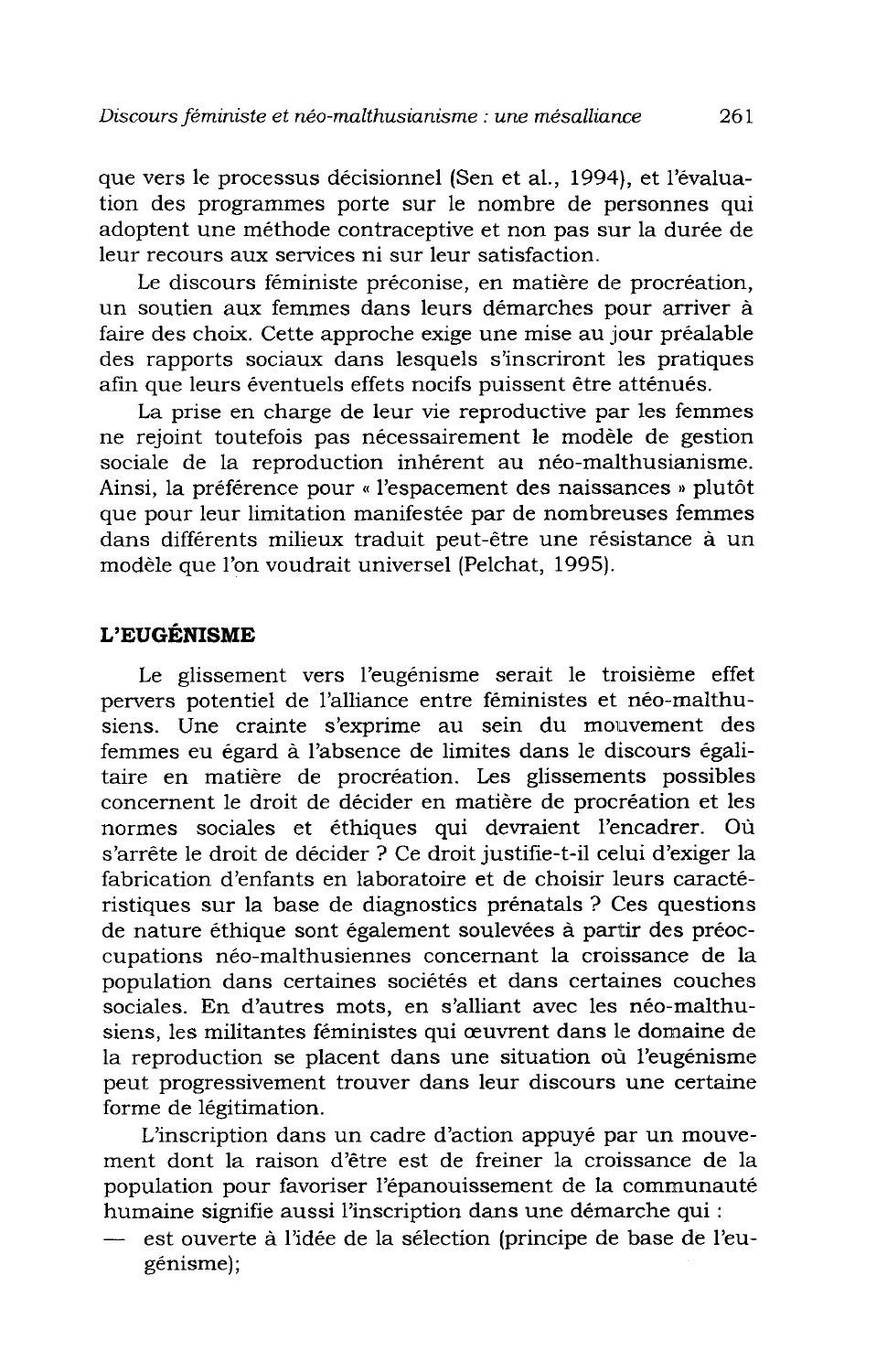que vers le processus décisionnel (Sen et al., 1994), et l'évaluation des programmes porte sur le nombre de personnes qui adoptent une méthode contraceptive et non pas sur la durée de leur recours aux services ni sur leur satisfaction.

Le discours féministe préconise, en matière de procréation, un soutien aux femmes dans leurs démarches pour arriver à faire des choix. Cette approche exige une mise au jour préalable des rapports sociaux dans lesquels s'inscriront les pratiques afin que leurs éventuels effets nocifs puissent être atténués.

La prise en charge de leur vie reproductive par les femmes ne rejoint toutefois pas nécessairement le modèle de gestion sociale de la reproduction inhérent au néo-malthusianisme. Ainsi, la préférence pour « l'espacement des naissances » plutôt que pour leur limitation manifestée par de nombreuses femmes dans différents milieux traduit peut-être une résistance à un modèle que l'on voudrait universel (Pelchat, 1995).

## L'EUGÉNISME

Le glissement vers l'eugénisme serait le troisième effet pervers potentiel de l'alliance entre féministes et néo-malthusiens. Une crainte s'exprime au sein du mouvement des femmes eu égard à l'absence de limites dans le discours égalitaire en matière de procréation. Les glissements possibles concernent le droit de décider en matière de procréation et les normes sociales et éthiques qui devraient l'encadrer. Où s'arrête le droit de décider ? Ce droit justifie-t-il celui d'exiger la fabrication d'enfants en laboratoire et de choisir leurs caractéristiques sur la base de diagnostics prénatals ? Ces questions de nature éthique sont également soulevées à partir des préoccupations néo-malthusiennes concernant la croissance de la population dans certaines sociétés et dans certaines couches sociales. En d'autres mots, en s'alliant avec les néo-malthusiens, les militantes féministes qui œuvrent dans le domaine de la reproduction se placent dans une situation où l'eugénisme peut progressivement trouver dans leur discours une certaine forme de légitimation.

L'inscription dans un cadre d'action appuyé par un mouvement dont la raison d'être est de freiner la croissance de la population pour favoriser l'épanouissement de la communauté humaine signifie aussi l'inscription dans une démarche qui :

— est ouverte à l'idée de la sélection (principe de base de l'eugénisme);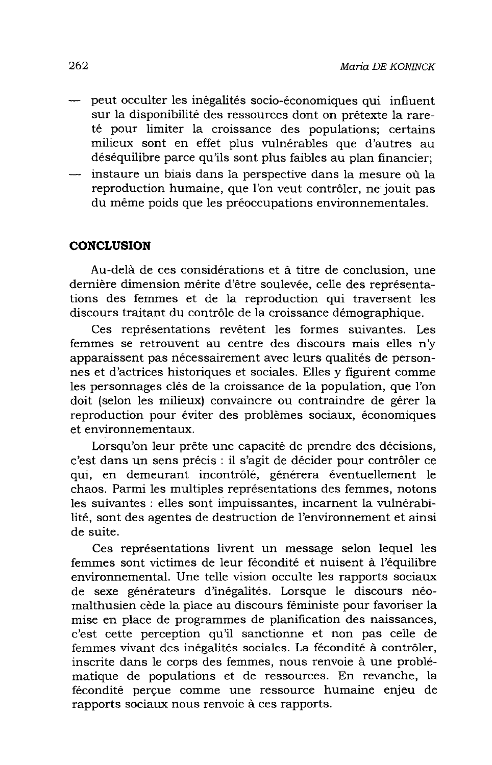- peut occulter les inégalités socio-économiques qui influent sur la disponibilité des ressources dont on prétexte la rareté pour limiter la croissance des populations; certains milieux sont en effet plus vulnérables que d'autres au déséquilibre parce qu'ils sont plus faibles au plan financier;
- instaure un biais dans la perspective dans la mesure où la reproduction humaine, que l'on veut contrôler, ne jouit pas du même poids que les préoccupations environnementales.

## CONCLUSION

Au-delà de ces considérations et à titre de conclusion, une dernière dimension mérite d'être soulevée, celle des représentations des femmes et de la reproduction qui traversent les discours traitant du contrôle de la croissance démographique.

Ces représentations revêtent les formes suivantes. Les femmes se retrouvent au centre des discours mais elles n'y apparaissent pas nécessairement avec leurs qualités de personnes et d'actrices historiques et sociales. Elles y figurent comme les personnages clés de la croissance de la population, que l'on doit (selon les milieux) convaincre ou contraindre de gérer la reproduction pour éviter des problèmes sociaux, économiques et environnementaux.

Lorsqu'on leur prête une capacité de prendre des décisions, c'est dans un sens précis : il s'agit de décider pour contrôler ce qui, en demeurant incontrôlé, générera éventuellement le chaos. Parmi les multiples représentations des femmes, notons les suivantes : elles sont impuissantes, incarnent la vulnérabilité, sont des agentes de destruction de l'environnement et ainsi de suite.

Ces représentations livrent un message selon lequel les femmes sont victimes de leur fécondité et nuisent à l'équilibre environnemental. Une telle vision occulte les rapports sociaux de sexe générateurs d'inégalités. Lorsque le discours néo-malthusien cède la place au discours féministe pour favoriser la mise en place de programmes de planification des naissances, c'est cette perception qu'il sanctionne et non pas celle de femmes vivant des inégalités sociales. La fécondité à contrôler, inscrite dans le corps des femmes, nous renvoie à une problématique de populations et de ressources. En revanche, la fécondité perçue comme une ressource humaine enjeu de rapports sociaux nous renvoie à ces rapports.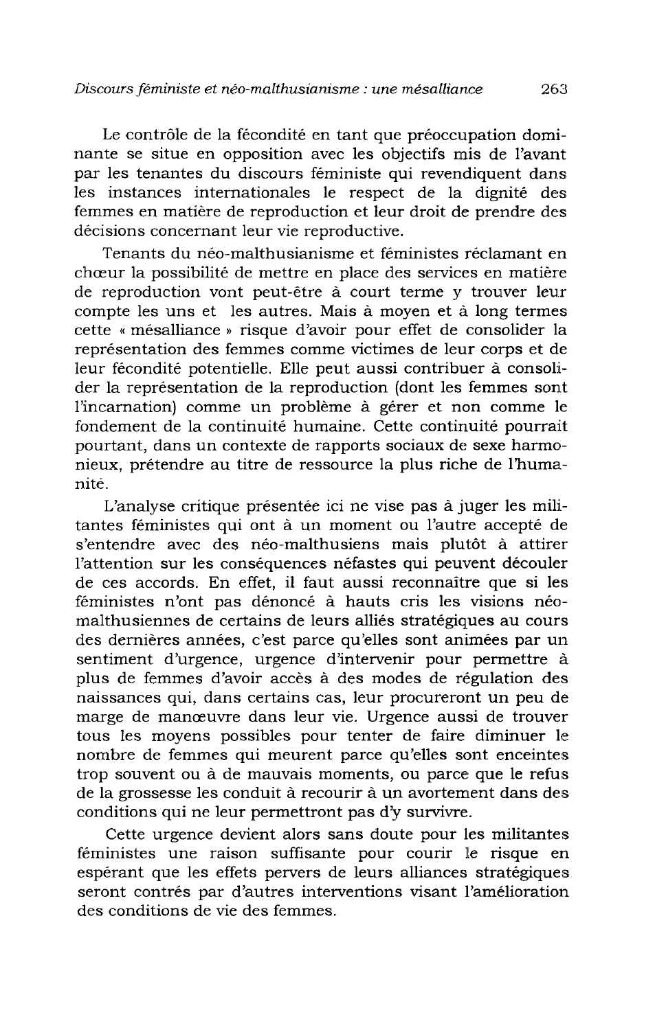Le contrôle de la fécondité en tant que préoccupation dominante se situe en opposition avec les objectifs mis de l'avant par les tenantes du discours féministe qui revendiquent dans les instances internationales le respect de la dignité des femmes en matière de reproduction et leur droit de prendre des décisions concernant leur vie reproductive.

Tenants du néo-malthusianisme et féministes réclamant en chœur la possibilité de mettre en place des services en matière de reproduction vont peut-être à court terme y trouver leur compte les uns et les autres. Mais à moyen et à long termes cette « mésalliance » risque d'avoir pour effet de consolider la représentation des femmes comme victimes de leur corps et de leur fécondité potentielle. Elle peut aussi contribuer à consolider la représentation de la reproduction (dont les femmes sont l'incarnation) comme un problème à gérer et non comme le fondement de la continuité humaine. Cette continuité pourrait pourtant, dans un contexte de rapports sociaux de sexe harmonieux, prétendre au titre de ressource la plus riche de l'humanité.

L'analyse critique présentée ici ne vise pas à juger les militantes féministes qui ont à un moment ou l'autre accepté de s'entendre avec des néo-malthusiens mais plutôt à attirer l'attention sur les conséquences néfastes qui peuvent découler de ces accords. En effet, il faut aussi reconnaître que si les féministes n'ont pas dénoncé à hauts cris les visions néo-malthusiennes de certains de leurs alliés stratégiques au cours des dernières années, c'est parce qu'elles sont animées par un sentiment d'urgence, urgence d'intervenir pour permettre à plus de femmes d'avoir accès à des modes de régulation des naissances qui, dans certains cas, leur procureront un peu de marge de manœuvre dans leur vie. Urgence aussi de trouver tous les moyens possibles pour tenter de faire diminuer le nombre de femmes qui meurent parce qu'elles sont enceintes trop souvent ou à de mauvais moments, ou parce que le refus de la grossesse les conduit à recourir à un avortement dans des conditions qui ne leur permettront pas d'y survivre.

Cette urgence devient alors sans doute pour les militantes féministes une raison suffisante pour courir le risque en espérant que les effets pervers de leurs alliances stratégiques seront contrés par d'autres interventions visant l'amélioration des conditions de vie des femmes.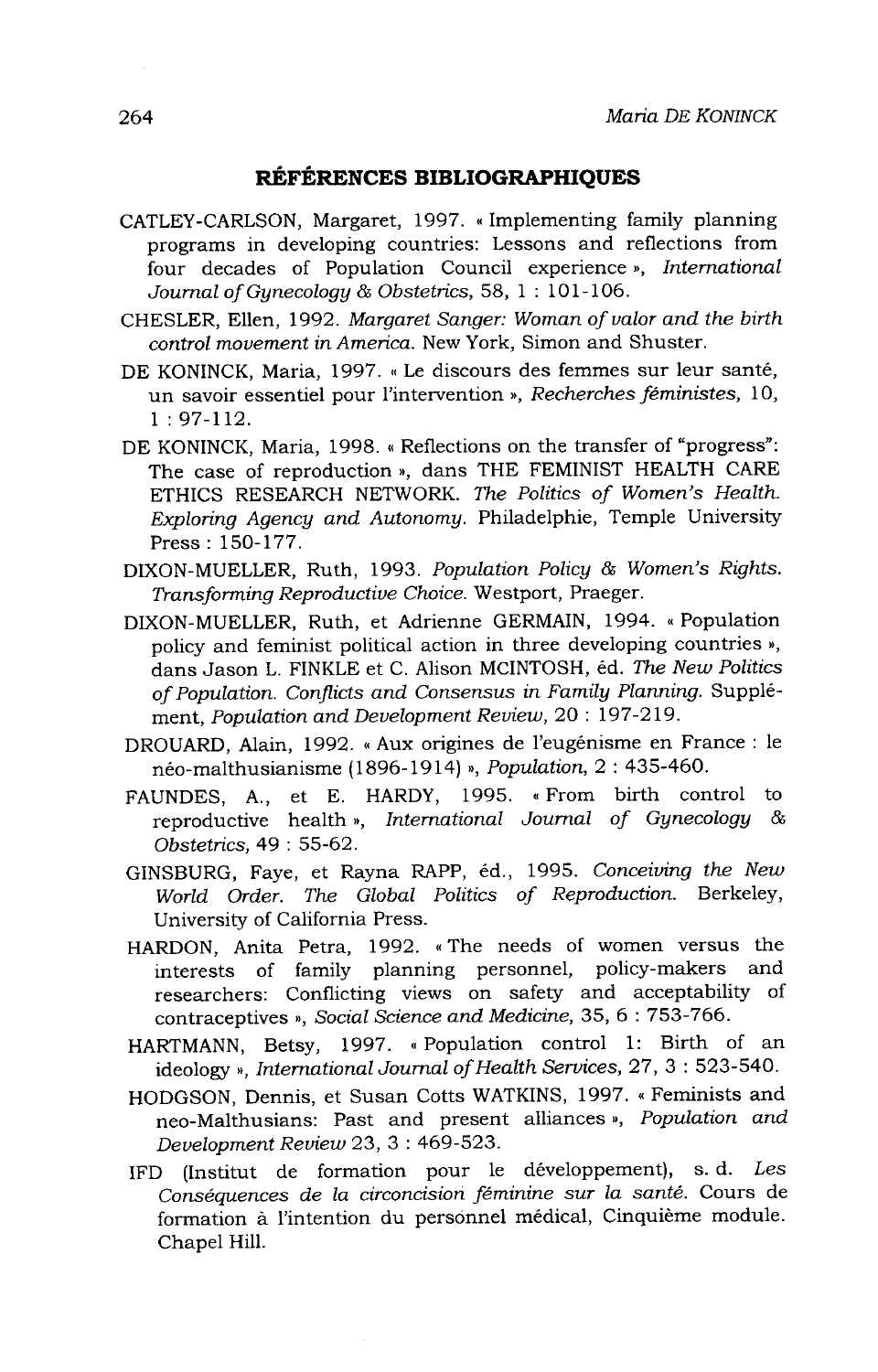## RÉFÉRENCES BIBLIOGRAPHIQUES

CATLEY-CARLSON, Margaret, 1997. « Implementing family planning programs in developing countries: Lessons and reflections from four decades of Population Council experience », *International Journal of Gynecology & Obstetrics*, 58, 1 : 101-106.

CHESLER, Ellen, 1992. *Margaret Sanger: Woman of valor and the birth control movement in America*. New York, Simon and Shuster.

DE KONINCK, Maria, 1997. « Le discours des femmes sur leur santé, un savoir essentiel pour l'intervention », *Recherches féministes*, 10, 1 : 97-112.

DE KONINCK, Maria, 1998. « Reflections on the transfer of "progress": The case of reproduction », dans THE FEMINIST HEALTH CARE ETHICS RESEARCH NETWORK. *The Politics of Women's Health. Exploring Agency and Autonomy*. Philadelphie, Temple University Press : 150-177.

DIXON-MUELLER, Ruth, 1993. *Population Policy & Women's Rights. Transforming Reproductive Choice*. Westport, Praeger.

DIXON-MUELLER, Ruth, et Adrienne GERMAIN, 1994. « Population policy and feminist political action in three developing countries », dans Jason L. FINKLE et C. Alison MCINTOSH, éd. *The New Politics of Population. Conflicts and Consensus in Family Planning*. Supplément, *Population and Development Review*, 20 : 197-219.

DROUARD, Alain, 1992. « Aux origines de l'eugénisme en France : le néo-malthusianisme (1896-1914) », *Population*, 2 : 435-460.

FAUNDES, A., et E. HARDY, 1995. « From birth control to reproductive health », *International Journal of Gynecology & Obstetrics*, 49 : 55-62.

GINSBURG, Faye, et Rayna RAPP, éd., 1995. *Conceiving the New World Order. The Global Politics of Reproduction*. Berkeley, University of California Press.

HARDON, Anita Petra, 1992. « The needs of women versus the interests of family planning personnel, policy-makers and researchers: Conflicting views on safety and acceptability of contraceptives », *Social Science and Medicine*, 35, 6 : 753-766.

HARTMANN, Betsy, 1997. « Population control 1: Birth of an ideology », *International Journal of Health Services*, 27, 3 : 523-540.

HODGSON, Dennis, et Susan Cotts WATKINS, 1997. « Feminists and neo-Malthusians: Past and present alliances », *Population and Development Review* 23, 3 : 469-523.

IFD (Institut de formation pour le développement), s. d. *Les Conséquences de la circoncision féminine sur la santé*. Cours de formation à l'intention du personnel médical, Cinquième module. Chapel Hill.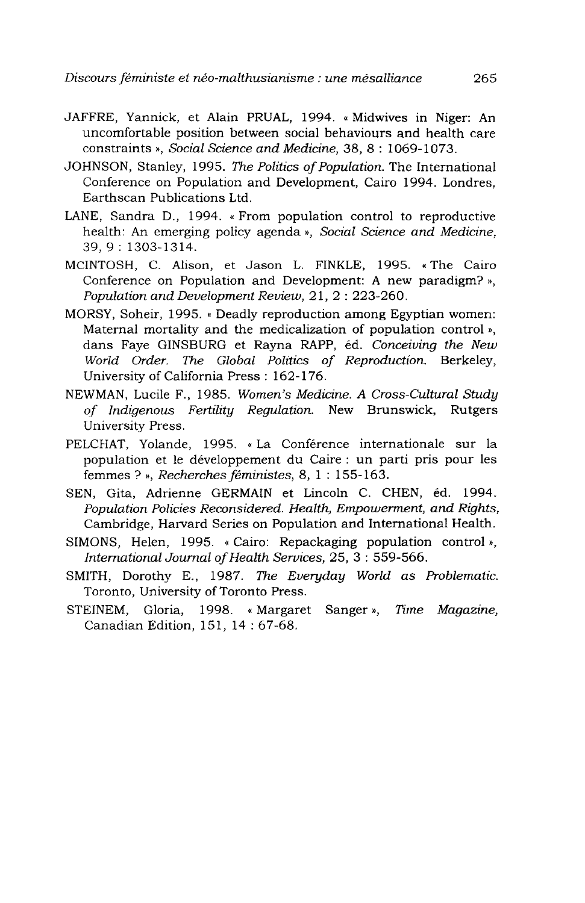JAFFRE, Yannick, et Alain PRUAL, 1994. « Midwives in Niger: An uncomfortable position between social behaviours and health care constraints », *Social Science and Medicine*, 38, 8 : 1069-1073.

JOHNSON, Stanley, 1995. *The Politics of Population.* The International Conference on Population and Development, Cairo 1994. Londres, Earthscan Publications Ltd.

LANE, Sandra D., 1994. « From population control to reproductive health: An emerging policy agenda », *Social Science and Medicine*, 39, 9 : 1303-1314.

MCINTOSH, C. Alison, et Jason L. FINKLE, 1995. « The Cairo Conference on Population and Development: A new paradigm? », *Population and Development Review*, 21, 2 : 223-260.

MORSY, Soheir, 1995. « Deadly reproduction among Egyptian women: Maternal mortality and the medicalization of population control », dans Faye GINSBURG et Rayna RAPP, éd. *Conceiving the New World Order. The Global Politics of Reproduction.* Berkeley, University of California Press : 162-176.

NEWMAN, Lucile F., 1985. *Women's Medicine. A Cross-Cultural Study of Indigenous Fertility Regulation.* New Brunswick, Rutgers University Press.

PELCHAT, Yolande, 1995. « La Conférence internationale sur la population et le développement du Caire : un parti pris pour les femmes ? », *Recherches féministes*, 8, 1 : 155-163.

SEN, Gita, Adrienne GERMAIN et Lincoln C. CHEN, éd. 1994. *Population Policies Reconsidered. Health, Empowerment, and Rights*, Cambridge, Harvard Series on Population and International Health.

SIMONS, Helen, 1995. « Cairo: Repackaging population control », *International Journal of Health Services*, 25, 3 : 559-566.

SMITH, Dorothy E., 1987. *The Everyday World as Problematic.* Toronto, University of Toronto Press.

STEINEM, Gloria, 1998. « Margaret Sanger », *Time Magazine*, Canadian Edition, 151, 14 : 67-68.